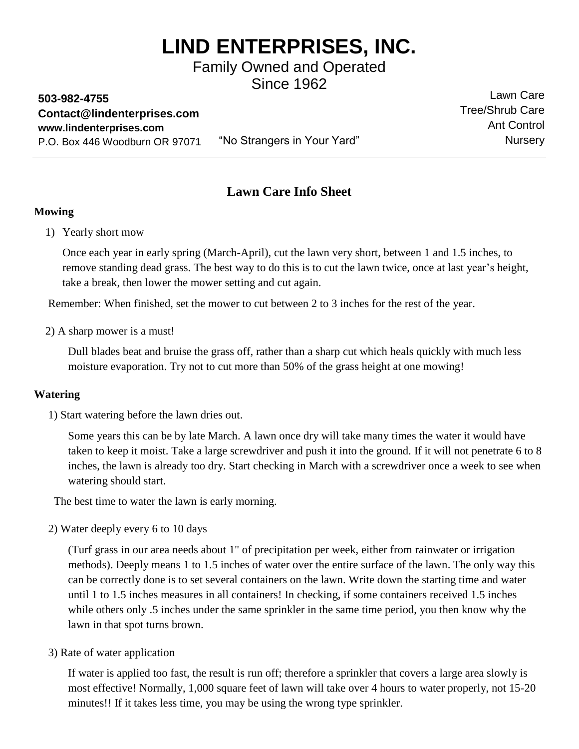# LIND ENTERPRISES, INC.

Family Owned and Operated
Since 1962

**503-982-4755**
**Contact@lindenterprises.com**
**www.lindenterprises.com**
P.O. Box 446 Woodburn OR 97071

"No Strangers in Your Yard"

Lawn Care
Tree/Shrub Care
Ant Control
Nursery

---

## Lawn Care Info Sheet

### Mowing

1) Yearly short mow

   Once each year in early spring (March-April), cut the lawn very short, between 1 and 1.5 inches, to remove standing dead grass. The best way to do this is to cut the lawn twice, once at last year's height, take a break, then lower the mower setting and cut again.

Remember: When finished, set the mower to cut between 2 to 3 inches for the rest of the year.

2) A sharp mower is a must!

   Dull blades beat and bruise the grass off, rather than a sharp cut which heals quickly with much less moisture evaporation. Try not to cut more than 50% of the grass height at one mowing!

### Watering

1) Start watering before the lawn dries out.

   Some years this can be by late March. A lawn once dry will take many times the water it would have taken to keep it moist. Take a large screwdriver and push it into the ground. If it will not penetrate 6 to 8 inches, the lawn is already too dry. Start checking in March with a screwdriver once a week to see when watering should start.

The best time to water the lawn is early morning.

2) Water deeply every 6 to 10 days

   (Turf grass in our area needs about 1" of precipitation per week, either from rainwater or irrigation methods). Deeply means 1 to 1.5 inches of water over the entire surface of the lawn. The only way this can be correctly done is to set several containers on the lawn. Write down the starting time and water until 1 to 1.5 inches measures in all containers! In checking, if some containers received 1.5 inches while others only .5 inches under the same sprinkler in the same time period, you then know why the lawn in that spot turns brown.

3) Rate of water application

   If water is applied too fast, the result is run off; therefore a sprinkler that covers a large area slowly is most effective! Normally, 1,000 square feet of lawn will take over 4 hours to water properly, not 15-20 minutes!! If it takes less time, you may be using the wrong type sprinkler.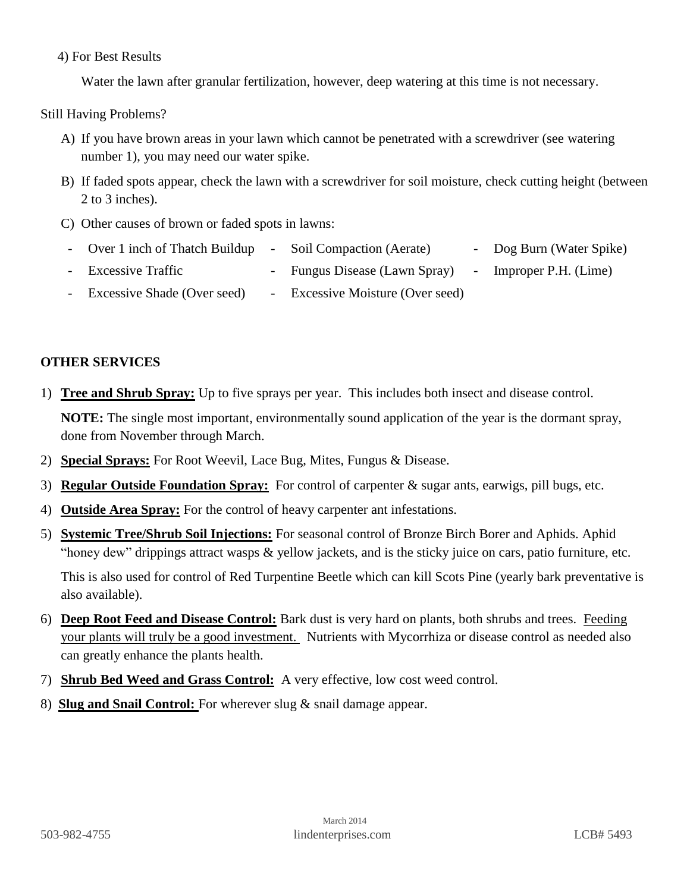4) For Best Results

Water the lawn after granular fertilization, however, deep watering at this time is not necessary.

Still Having Problems?

A) If you have brown areas in your lawn which cannot be penetrated with a screwdriver (see watering number 1), you may need our water spike.

B) If faded spots appear, check the lawn with a screwdriver for soil moisture, check cutting height (between 2 to 3 inches).

C) Other causes of brown or faded spots in lawns:

- Over 1 inch of Thatch Buildup
- Soil Compaction (Aerate)
- Dog Burn (Water Spike)
- Excessive Traffic
- Fungus Disease (Lawn Spray)
- Improper P.H. (Lime)
- Excessive Shade (Over seed)
- Excessive Moisture (Over seed)

**OTHER SERVICES**

1) **Tree and Shrub Spray:** Up to five sprays per year. This includes both insect and disease control.

   **NOTE:** The single most important, environmentally sound application of the year is the dormant spray, done from November through March.

2) **Special Sprays:** For Root Weevil, Lace Bug, Mites, Fungus & Disease.

3) **Regular Outside Foundation Spray:** For control of carpenter & sugar ants, earwigs, pill bugs, etc.

4) **Outside Area Spray:** For the control of heavy carpenter ant infestations.

5) **Systemic Tree/Shrub Soil Injections:** For seasonal control of Bronze Birch Borer and Aphids. Aphid "honey dew" drippings attract wasps & yellow jackets, and is the sticky juice on cars, patio furniture, etc.

   This is also used for control of Red Turpentine Beetle which can kill Scots Pine (yearly bark preventative is also available).

6) **Deep Root Feed and Disease Control:** Bark dust is very hard on plants, both shrubs and trees. Feeding your plants will truly be a good investment. Nutrients with Mycorrhiza or disease control as needed also can greatly enhance the plants health.

7) **Shrub Bed Weed and Grass Control:** A very effective, low cost weed control.

8) **Slug and Snail Control:** For wherever slug & snail damage appear.

March 2014

503-982-4755 lindenterprises.com LCB# 5493